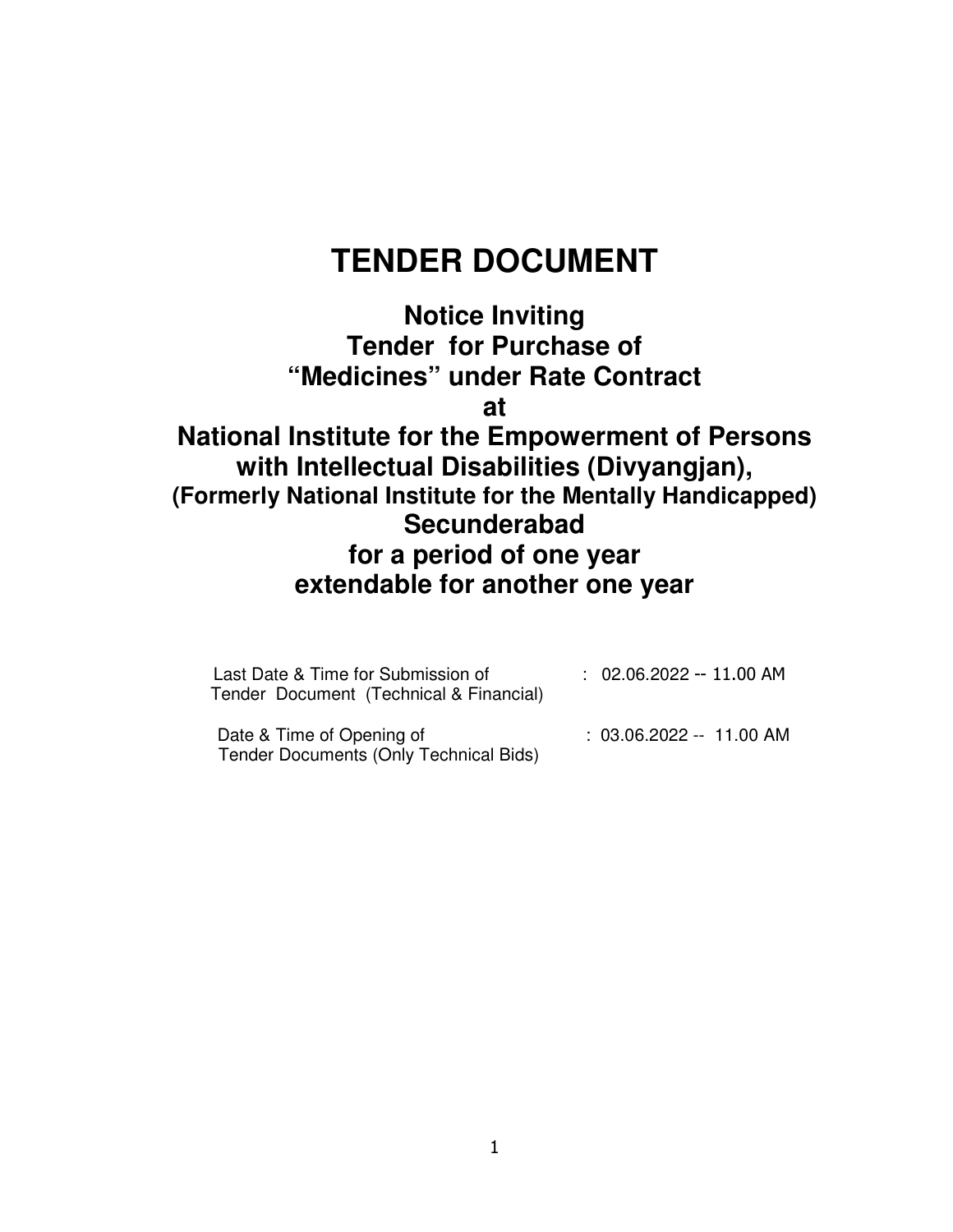# TENDER DOCUMENT

## Notice Inviting Tender for Purchase of "Medicines" under Rate Contract at National Institute for the Empowerment of Persons with Intellectual Disabilities (Divyangjan),

### (Formerly National Institute for the Mentally Handicapped)

## Secunderabad for a period of one year extendable for another one year

| | |
|---|---|
| Last Date & Time for Submission of Tender Document (Technical & Financial) | : 02.06.2022 -- 11.00 AM |
| Date & Time of Opening of Tender Documents (Only Technical Bids) | : 03.06.2022 -- 11.00 AM |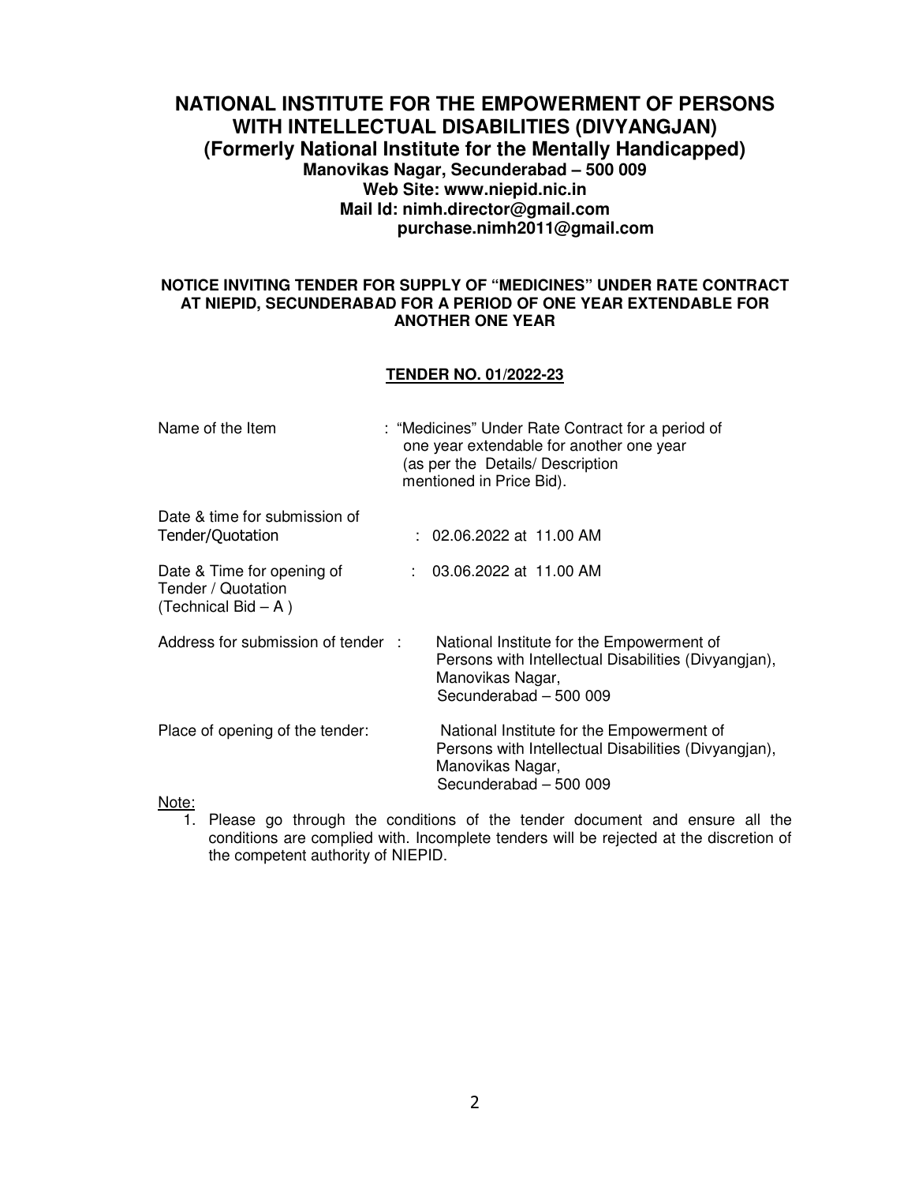# NATIONAL INSTITUTE FOR THE EMPOWERMENT OF PERSONS WITH INTELLECTUAL DISABILITIES (DIVYANGJAN)

## (Formerly National Institute for the Mentally Handicapped)

**Manovikas Nagar, Secunderabad – 500 009**
**Web Site: www.niepid.nic.in**
**Mail Id: nimh.director@gmail.com**
**purchase.nimh2011@gmail.com**

**NOTICE INVITING TENDER FOR SUPPLY OF "MEDICINES" UNDER RATE CONTRACT AT NIEPID, SECUNDERABAD FOR A PERIOD OF ONE YEAR EXTENDABLE FOR ANOTHER ONE YEAR**

**TENDER NO. 01/2022-23**

| | |
|---|---|
| Name of the Item | : "Medicines" Under Rate Contract for a period of one year extendable for another one year (as per the Details/ Description mentioned in Price Bid). |
| Date & time for submission of Tender/Quotation | : 02.06.2022 at 11.00 AM |
| Date & Time for opening of Tender / Quotation (Technical Bid – A ) | : 03.06.2022 at 11.00 AM |
| Address for submission of tender : | National Institute for the Empowerment of Persons with Intellectual Disabilities (Divyangjan), Manovikas Nagar, Secunderabad – 500 009 |
| Place of opening of the tender: | National Institute for the Empowerment of Persons with Intellectual Disabilities (Divyangjan), Manovikas Nagar, Secunderabad – 500 009 |

Note:

1. Please go through the conditions of the tender document and ensure all the conditions are complied with. Incomplete tenders will be rejected at the discretion of the competent authority of NIEPID.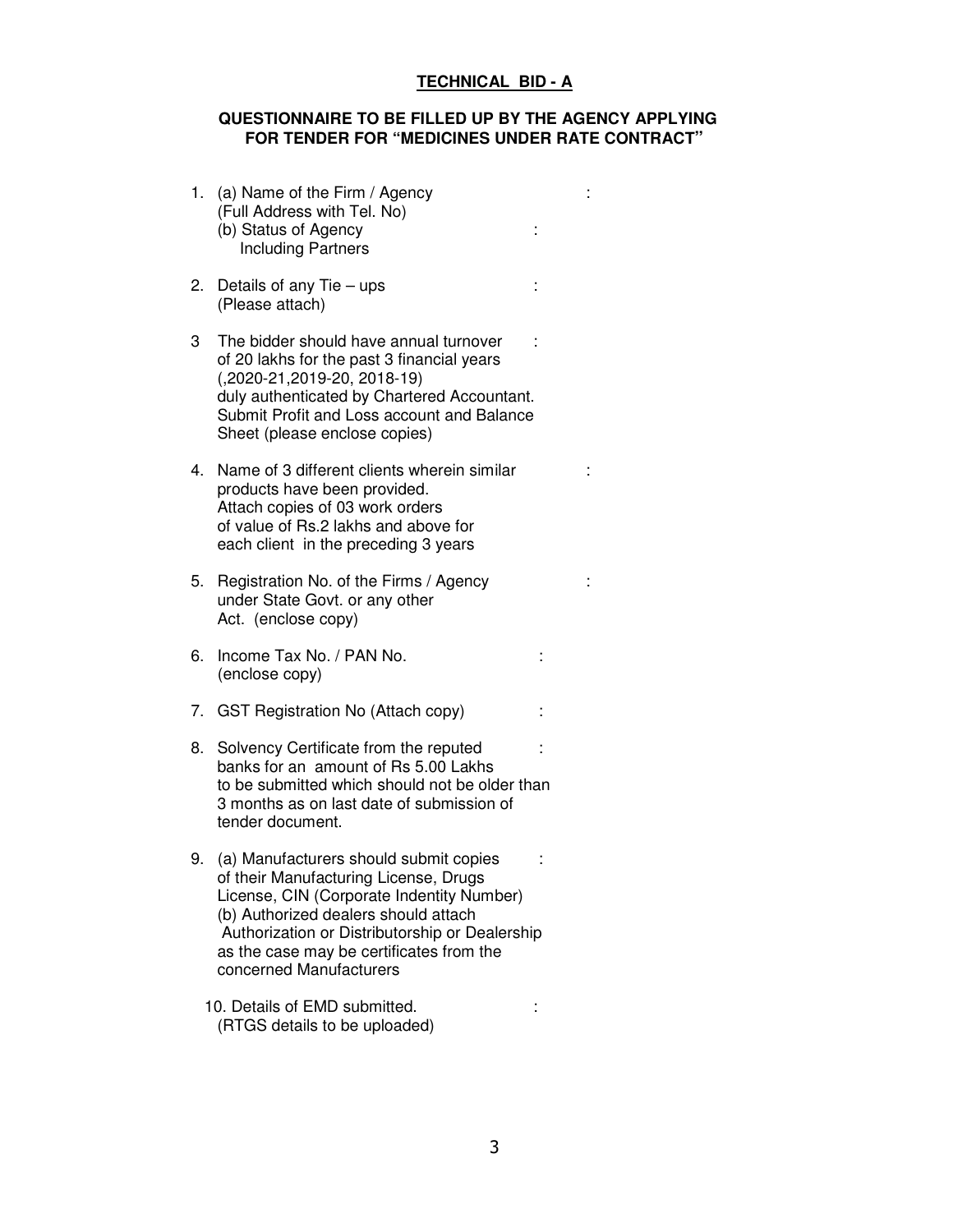**TECHNICAL BID - A**

**QUESTIONNAIRE TO BE FILLED UP BY THE AGENCY APPLYING FOR TENDER FOR "MEDICINES UNDER RATE CONTRACT"**

1. (a) Name of the Firm / Agency :
   (Full Address with Tel. No)
   (b) Status of Agency :
   Including Partners

2. Details of any Tie – ups :
   (Please attach)

3. The bidder should have annual turnover :
   of 20 lakhs for the past 3 financial years
   (,2020-21,2019-20, 2018-19)
   duly authenticated by Chartered Accountant.
   Submit Profit and Loss account and Balance
   Sheet (please enclose copies)

4. Name of 3 different clients wherein similar :
   products have been provided.
   Attach copies of 03 work orders
   of value of Rs.2 lakhs and above for
   each client in the preceding 3 years

5. Registration No. of the Firms / Agency :
   under State Govt. or any other
   Act. (enclose copy)

6. Income Tax No. / PAN No. :
   (enclose copy)

7. GST Registration No (Attach copy) :

8. Solvency Certificate from the reputed :
   banks for an amount of Rs 5.00 Lakhs
   to be submitted which should not be older than
   3 months as on last date of submission of
   tender document.

9. (a) Manufacturers should submit copies :
   of their Manufacturing License, Drugs
   License, CIN (Corporate Indentity Number)
   (b) Authorized dealers should attach
   Authorization or Distributorship or Dealership
   as the case may be certificates from the
   concerned Manufacturers

10. Details of EMD submitted. :
    (RTGS details to be uploaded)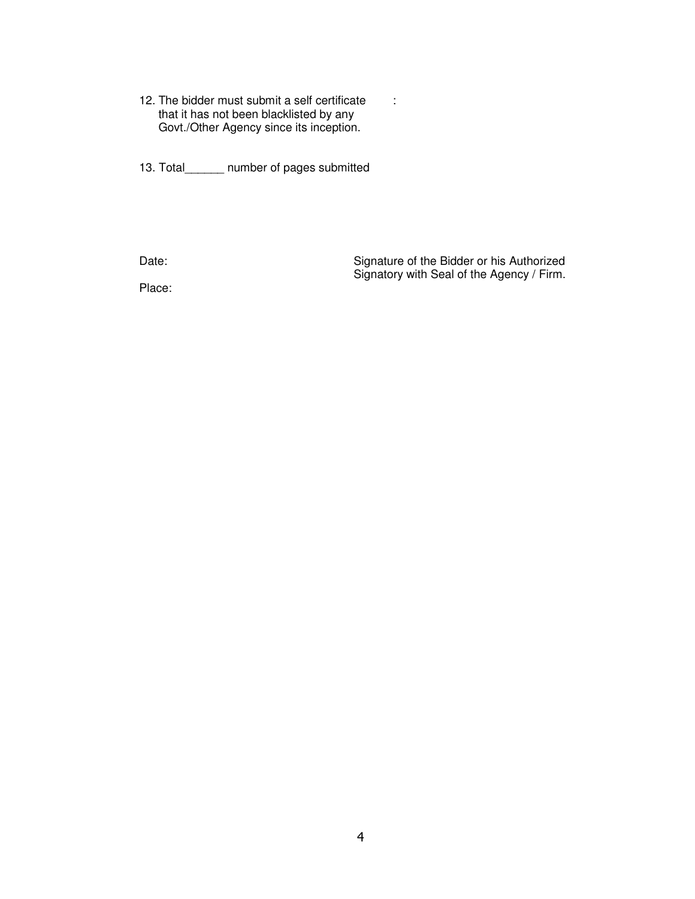12. The bidder must submit a self certificate that it has not been blacklisted by any Govt./Other Agency since its inception. :

13. Total______ number of pages submitted

Date:

Place:

Signature of the Bidder or his Authorized Signatory with Seal of the Agency / Firm.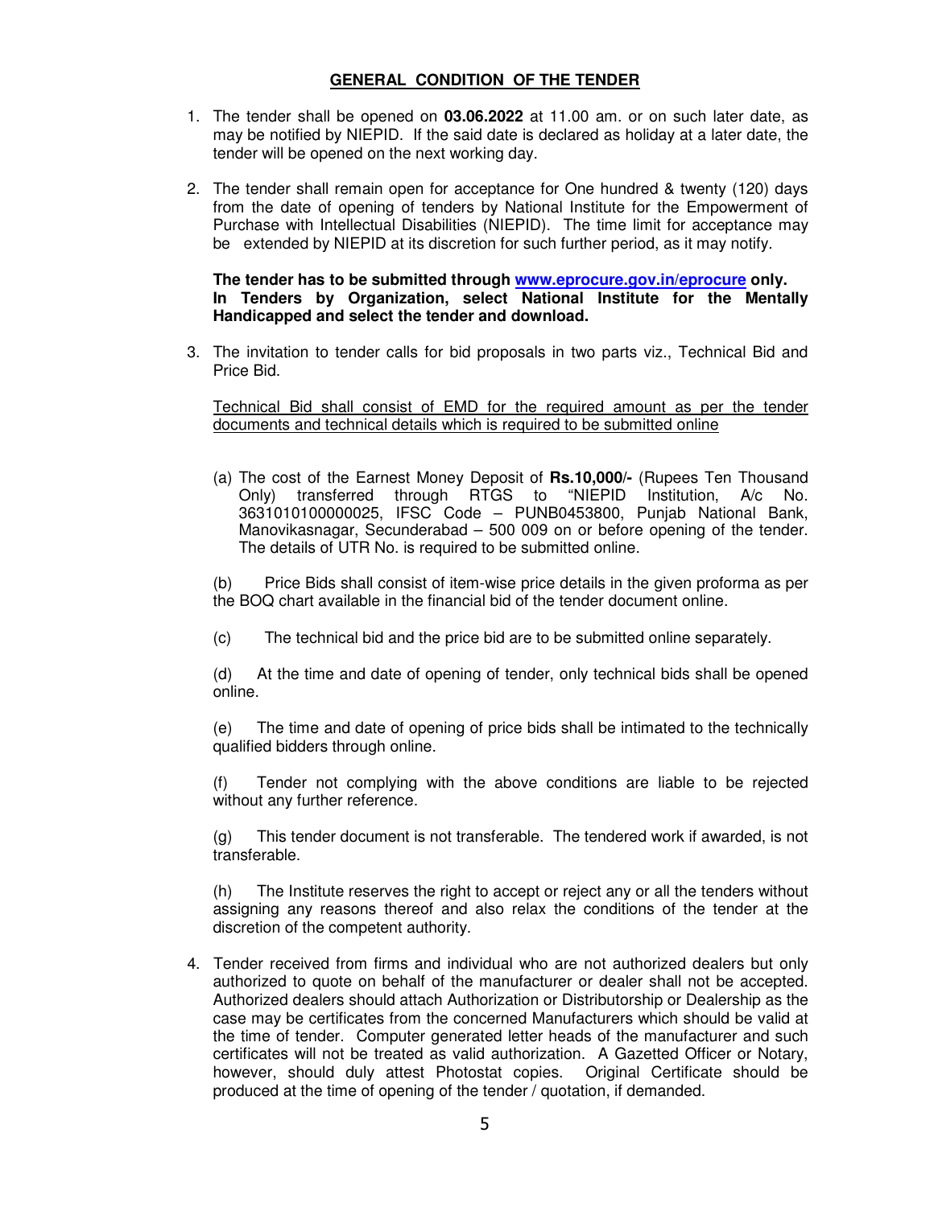## GENERAL CONDITION OF THE TENDER

1. The tender shall be opened on **03.06.2022** at 11.00 am. or on such later date, as may be notified by NIEPID. If the said date is declared as holiday at a later date, the tender will be opened on the next working day.

2. The tender shall remain open for acceptance for One hundred & twenty (120) days from the date of opening of tenders by National Institute for the Empowerment of Purchase with Intellectual Disabilities (NIEPID). The time limit for acceptance may be extended by NIEPID at its discretion for such further period, as it may notify.

   **The tender has to be submitted through [www.eprocure.gov.in/eprocure](www.eprocure.gov.in/eprocure) only. In Tenders by Organization, select National Institute for the Mentally Handicapped and select the tender and download.**

3. The invitation to tender calls for bid proposals in two parts viz., Technical Bid and Price Bid.

   <u>Technical Bid shall consist of EMD for the required amount as per the tender documents and technical details which is required to be submitted online</u>

   (a) The cost of the Earnest Money Deposit of **Rs.10,000/-** (Rupees Ten Thousand Only) transferred through RTGS to "NIEPID Institution, A/c No. 3631010100000025, IFSC Code – PUNB0453800, Punjab National Bank, Manovikasnagar, Secunderabad – 500 009 on or before opening of the tender. The details of UTR No. is required to be submitted online.

   (b) Price Bids shall consist of item-wise price details in the given proforma as per the BOQ chart available in the financial bid of the tender document online.

   (c) The technical bid and the price bid are to be submitted online separately.

   (d) At the time and date of opening of tender, only technical bids shall be opened online.

   (e) The time and date of opening of price bids shall be intimated to the technically qualified bidders through online.

   (f) Tender not complying with the above conditions are liable to be rejected without any further reference.

   (g) This tender document is not transferable. The tendered work if awarded, is not transferable.

   (h) The Institute reserves the right to accept or reject any or all the tenders without assigning any reasons thereof and also relax the conditions of the tender at the discretion of the competent authority.

4. Tender received from firms and individual who are not authorized dealers but only authorized to quote on behalf of the manufacturer or dealer shall not be accepted. Authorized dealers should attach Authorization or Distributorship or Dealership as the case may be certificates from the concerned Manufacturers which should be valid at the time of tender. Computer generated letter heads of the manufacturer and such certificates will not be treated as valid authorization. A Gazetted Officer or Notary, however, should duly attest Photostat copies. Original Certificate should be produced at the time of opening of the tender / quotation, if demanded.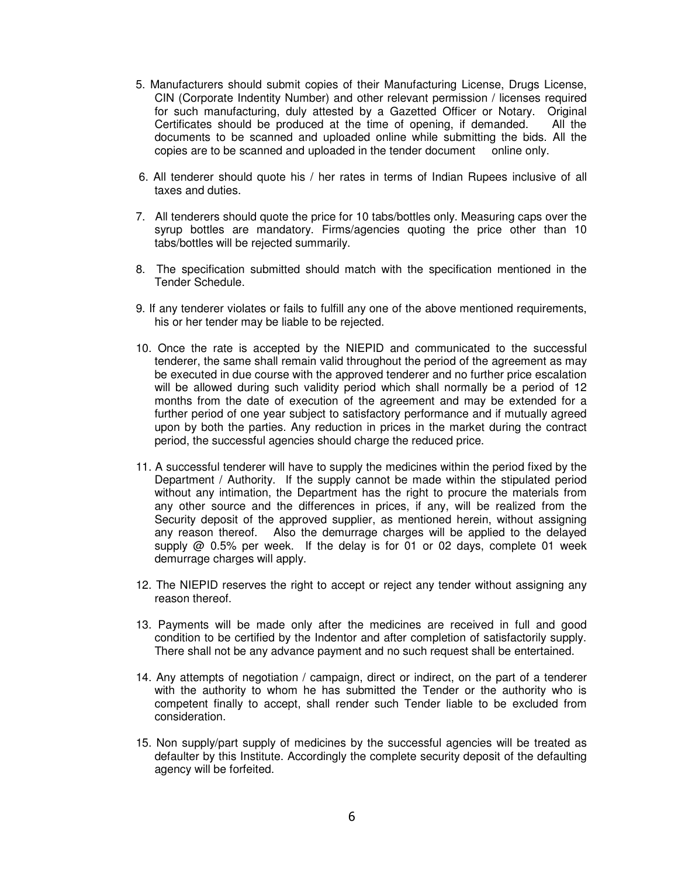5. Manufacturers should submit copies of their Manufacturing License, Drugs License, CIN (Corporate Indentity Number) and other relevant permission / licenses required for such manufacturing, duly attested by a Gazetted Officer or Notary. Original Certificates should be produced at the time of opening, if demanded. All the documents to be scanned and uploaded online while submitting the bids. All the copies are to be scanned and uploaded in the tender document online only.

6. All tenderer should quote his / her rates in terms of Indian Rupees inclusive of all taxes and duties.

7. All tenderers should quote the price for 10 tabs/bottles only. Measuring caps over the syrup bottles are mandatory. Firms/agencies quoting the price other than 10 tabs/bottles will be rejected summarily.

8. The specification submitted should match with the specification mentioned in the Tender Schedule.

9. If any tenderer violates or fails to fulfill any one of the above mentioned requirements, his or her tender may be liable to be rejected.

10. Once the rate is accepted by the NIEPID and communicated to the successful tenderer, the same shall remain valid throughout the period of the agreement as may be executed in due course with the approved tenderer and no further price escalation will be allowed during such validity period which shall normally be a period of 12 months from the date of execution of the agreement and may be extended for a further period of one year subject to satisfactory performance and if mutually agreed upon by both the parties. Any reduction in prices in the market during the contract period, the successful agencies should charge the reduced price.

11. A successful tenderer will have to supply the medicines within the period fixed by the Department / Authority. If the supply cannot be made within the stipulated period without any intimation, the Department has the right to procure the materials from any other source and the differences in prices, if any, will be realized from the Security deposit of the approved supplier, as mentioned herein, without assigning any reason thereof. Also the demurrage charges will be applied to the delayed supply @ 0.5% per week. If the delay is for 01 or 02 days, complete 01 week demurrage charges will apply.

12. The NIEPID reserves the right to accept or reject any tender without assigning any reason thereof.

13. Payments will be made only after the medicines are received in full and good condition to be certified by the Indentor and after completion of satisfactorily supply. There shall not be any advance payment and no such request shall be entertained.

14. Any attempts of negotiation / campaign, direct or indirect, on the part of a tenderer with the authority to whom he has submitted the Tender or the authority who is competent finally to accept, shall render such Tender liable to be excluded from consideration.

15. Non supply/part supply of medicines by the successful agencies will be treated as defaulter by this Institute. Accordingly the complete security deposit of the defaulting agency will be forfeited.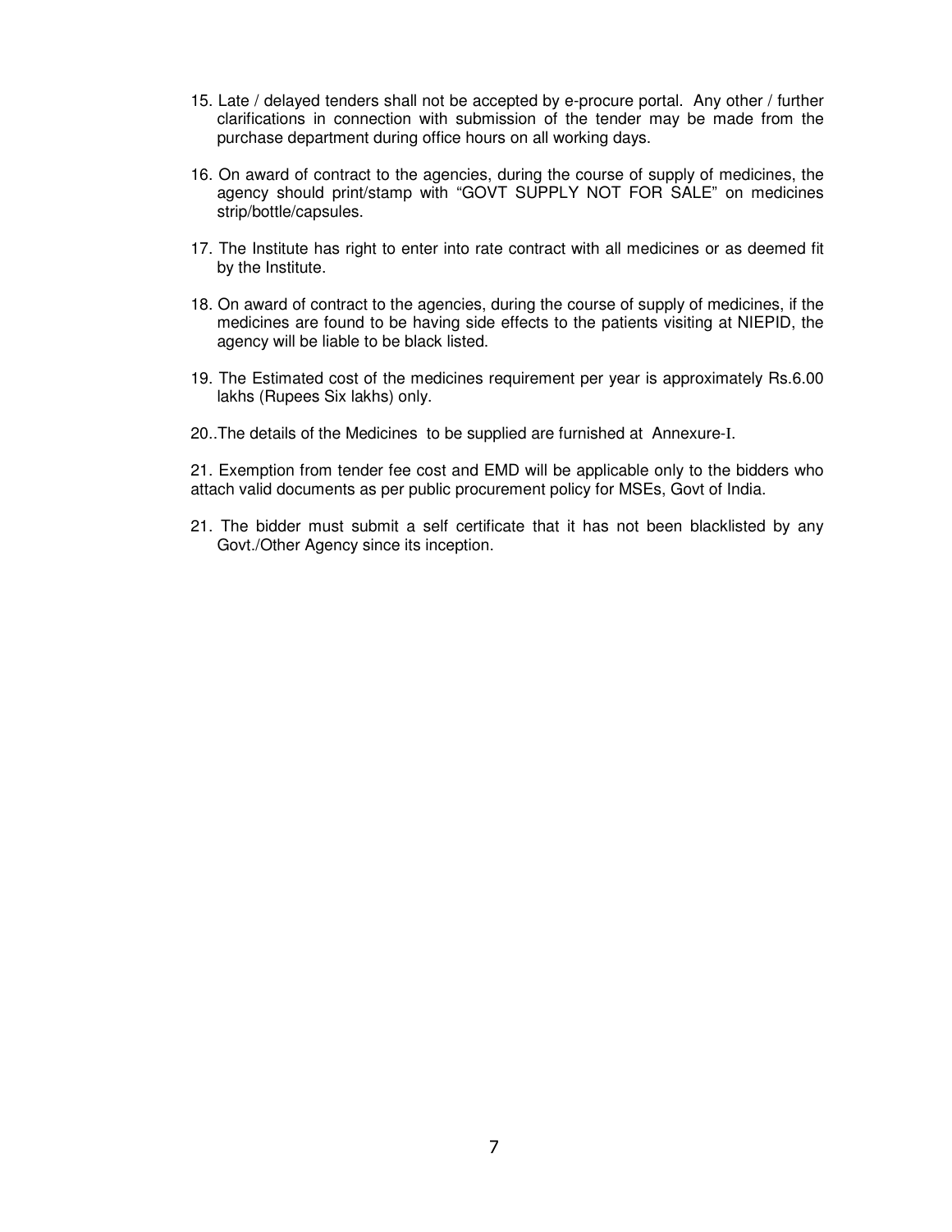15. Late / delayed tenders shall not be accepted by e-procure portal. Any other / further clarifications in connection with submission of the tender may be made from the purchase department during office hours on all working days.

16. On award of contract to the agencies, during the course of supply of medicines, the agency should print/stamp with “GOVT SUPPLY NOT FOR SALE” on medicines strip/bottle/capsules.

17. The Institute has right to enter into rate contract with all medicines or as deemed fit by the Institute.

18. On award of contract to the agencies, during the course of supply of medicines, if the medicines are found to be having side effects to the patients visiting at NIEPID, the agency will be liable to be black listed.

19. The Estimated cost of the medicines requirement per year is approximately Rs.6.00 lakhs (Rupees Six lakhs) only.

20..The details of the Medicines to be supplied are furnished at Annexure-I.

21. Exemption from tender fee cost and EMD will be applicable only to the bidders who attach valid documents as per public procurement policy for MSEs, Govt of India.

21. The bidder must submit a self certificate that it has not been blacklisted by any Govt./Other Agency since its inception.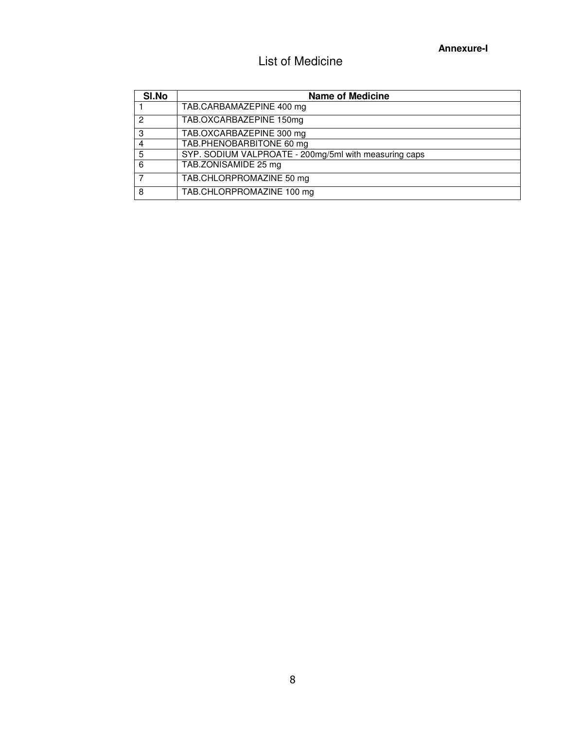**Annexure-I**

# List of Medicine

| Sl.No | Name of Medicine |
|---|---|
| 1 | TAB.CARBAMAZEPINE 400 mg |
| 2 | TAB.OXCARBAZEPINE 150mg |
| 3 | TAB.OXCARBAZEPINE 300 mg |
| 4 | TAB.PHENOBARBITONE 60 mg |
| 5 | SYP. SODIUM VALPROATE - 200mg/5ml with measuring caps |
| 6 | TAB.ZONISAMIDE 25 mg |
| 7 | TAB.CHLORPROMAZINE 50 mg |
| 8 | TAB.CHLORPROMAZINE 100 mg |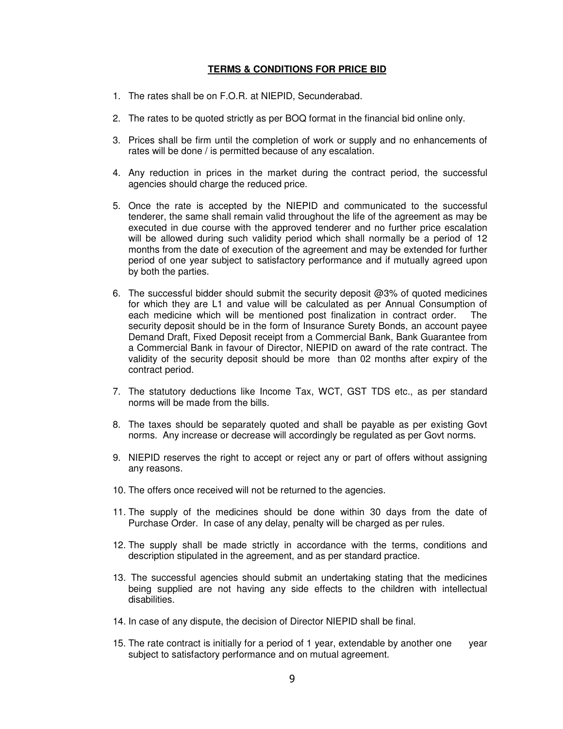## TERMS & CONDITIONS FOR PRICE BID

1. The rates shall be on F.O.R. at NIEPID, Secunderabad.

2. The rates to be quoted strictly as per BOQ format in the financial bid online only.

3. Prices shall be firm until the completion of work or supply and no enhancements of rates will be done / is permitted because of any escalation.

4. Any reduction in prices in the market during the contract period, the successful agencies should charge the reduced price.

5. Once the rate is accepted by the NIEPID and communicated to the successful tenderer, the same shall remain valid throughout the life of the agreement as may be executed in due course with the approved tenderer and no further price escalation will be allowed during such validity period which shall normally be a period of 12 months from the date of execution of the agreement and may be extended for further period of one year subject to satisfactory performance and if mutually agreed upon by both the parties.

6. The successful bidder should submit the security deposit @3% of quoted medicines for which they are L1 and value will be calculated as per Annual Consumption of each medicine which will be mentioned post finalization in contract order. The security deposit should be in the form of Insurance Surety Bonds, an account payee Demand Draft, Fixed Deposit receipt from a Commercial Bank, Bank Guarantee from a Commercial Bank in favour of Director, NIEPID on award of the rate contract. The validity of the security deposit should be more than 02 months after expiry of the contract period.

7. The statutory deductions like Income Tax, WCT, GST TDS etc., as per standard norms will be made from the bills.

8. The taxes should be separately quoted and shall be payable as per existing Govt norms. Any increase or decrease will accordingly be regulated as per Govt norms.

9. NIEPID reserves the right to accept or reject any or part of offers without assigning any reasons.

10. The offers once received will not be returned to the agencies.

11. The supply of the medicines should be done within 30 days from the date of Purchase Order. In case of any delay, penalty will be charged as per rules.

12. The supply shall be made strictly in accordance with the terms, conditions and description stipulated in the agreement, and as per standard practice.

13. The successful agencies should submit an undertaking stating that the medicines being supplied are not having any side effects to the children with intellectual disabilities.

14. In case of any dispute, the decision of Director NIEPID shall be final.

15. The rate contract is initially for a period of 1 year, extendable by another one year subject to satisfactory performance and on mutual agreement.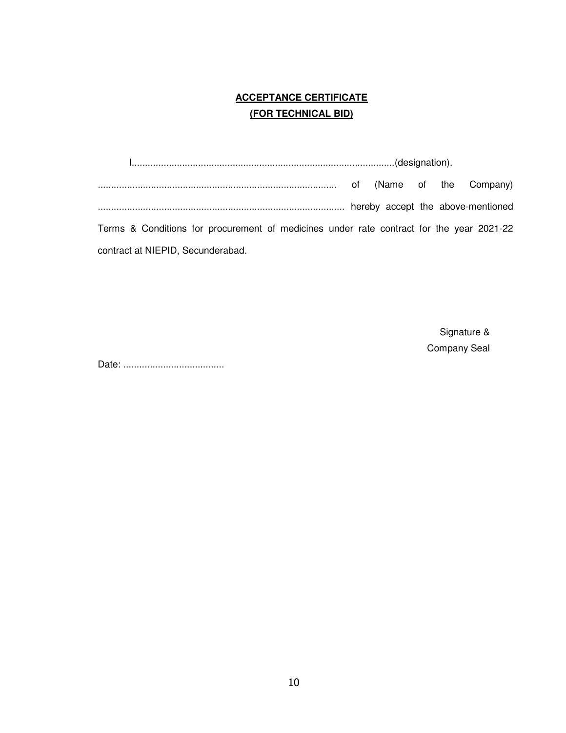**ACCEPTANCE CERTIFICATE**
**(FOR TECHNICAL BID)**

I...................................................................................................(designation). .......................................................................................... of (Name of the Company) ............................................................................................. hereby accept the above-mentioned Terms & Conditions for procurement of medicines under rate contract for the year 2021-22 contract at NIEPID, Secunderabad.

Signature &
Company Seal

Date: ......................................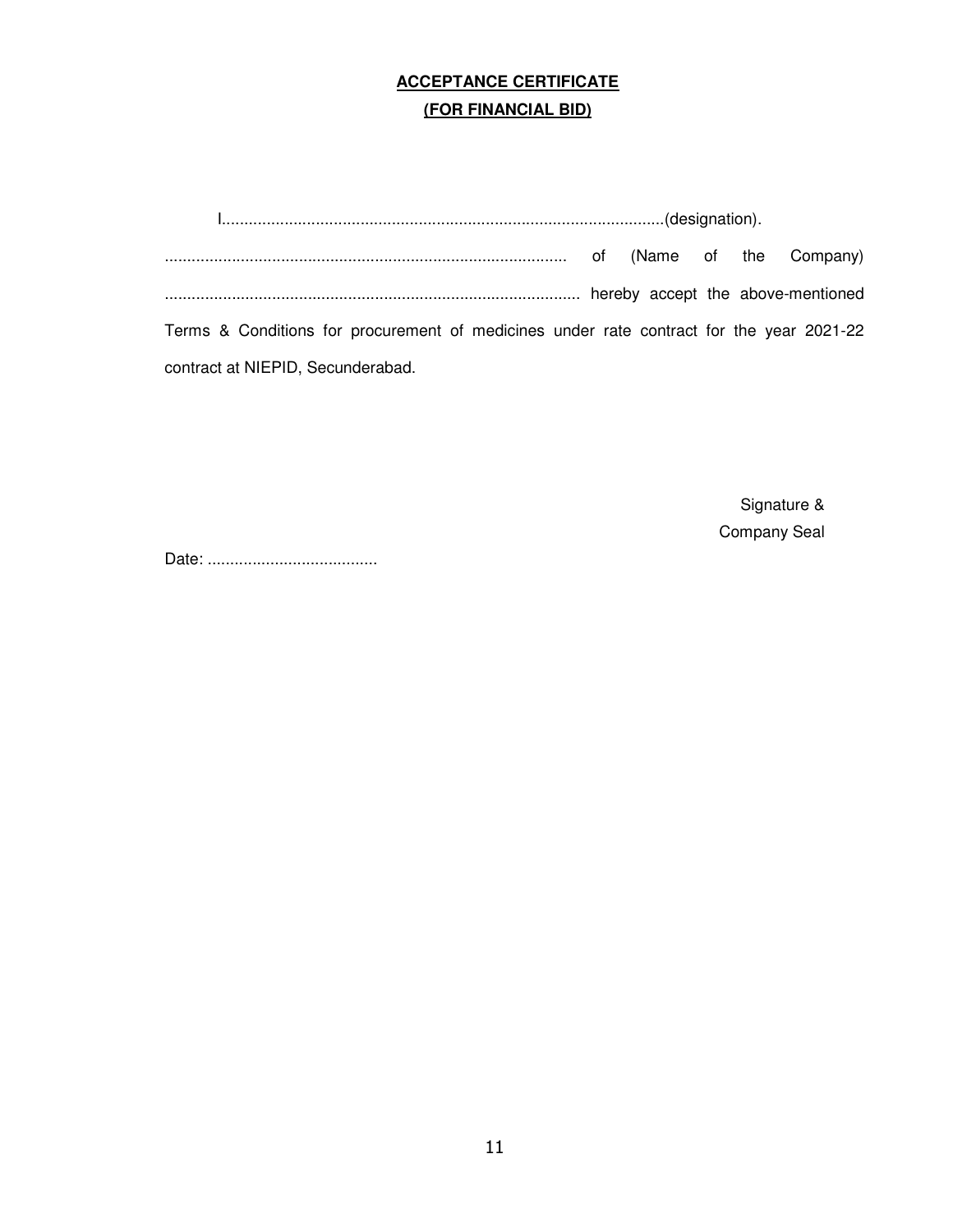## ACCEPTANCE CERTIFICATE
## (FOR FINANCIAL BID)

I..................................................................................................(designation). .......................................................................................... of (Name of the Company) ............................................................................................ hereby accept the above-mentioned Terms & Conditions for procurement of medicines under rate contract for the year 2021-22 contract at NIEPID, Secunderabad.

Signature &
Company Seal

Date: ......................................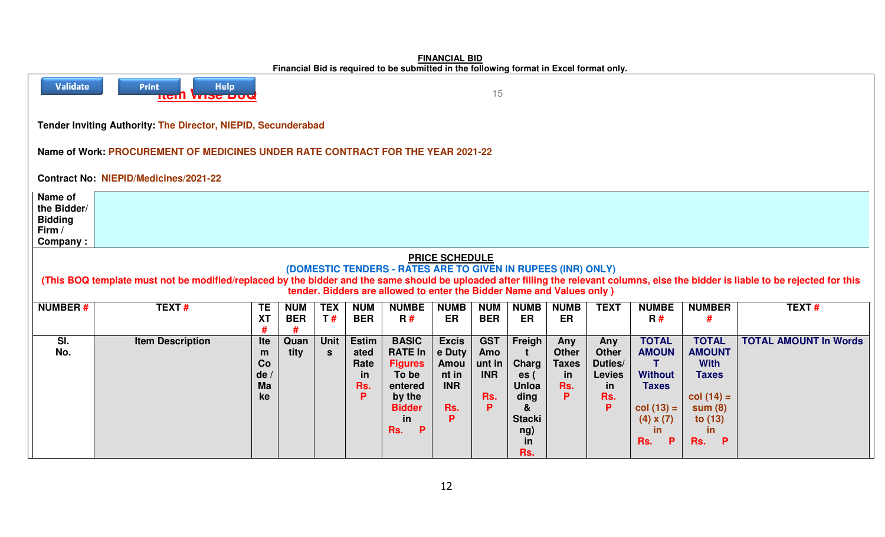**FINANCIAL BID**

**Financial Bid is required to be submitted in the following format in Excel format only.**

Validate Print Help

**Item Wise BoQ**

15

**Tender Inviting Authority:** The Director, NIEPID, Secunderabad

**Name of Work:** PROCUREMENT OF MEDICINES UNDER RATE CONTRACT FOR THE YEAR 2021-22

**Contract No:** NIEPID/Medicines/2021-22

| **Name of the Bidder/ Bidding Firm / Company :** | |
|---|---|

**PRICE SCHEDULE**

**(DOMESTIC TENDERS - RATES ARE TO GIVEN IN RUPEES (INR) ONLY)**

**(This BOQ template must not be modified/replaced by the bidder and the same should be uploaded after filling the relevant columns, else the bidder is liable to be rejected for this tender. Bidders are allowed to enter the Bidder Name and Values only )**

| NUMBER # | TEXT # | TEXT # | NUMBER # | TEXT # | NUMBER | NUMBER # | NUMBER | NUMBER | NUMBER | NUMBER | TEXT | NUMBER # | NUMBER # | TEXT # |
|---|---|---|---|---|---|---|---|---|---|---|---|---|---|---|
| Sl. No. | Item Description | Item Code / Make | Quantity | Units | Estimated Rate in Rs. P | BASIC RATE In Figures To be entered by the Bidder in Rs. P | Excise Duty Amount in INR Rs. P | GST Amount in INR Rs. P | Freight Charges ( Unloading & Stacking) in Rs. | Any Other Taxes in Rs. P | Any Other Duties/ Levies in Rs. P | TOTAL AMOUNT Without Taxes col (13) = (4) x (7) in Rs. P | TOTAL AMOUNT With Taxes col (14) = sum (8) to (13) in Rs. P | TOTAL AMOUNT In Words |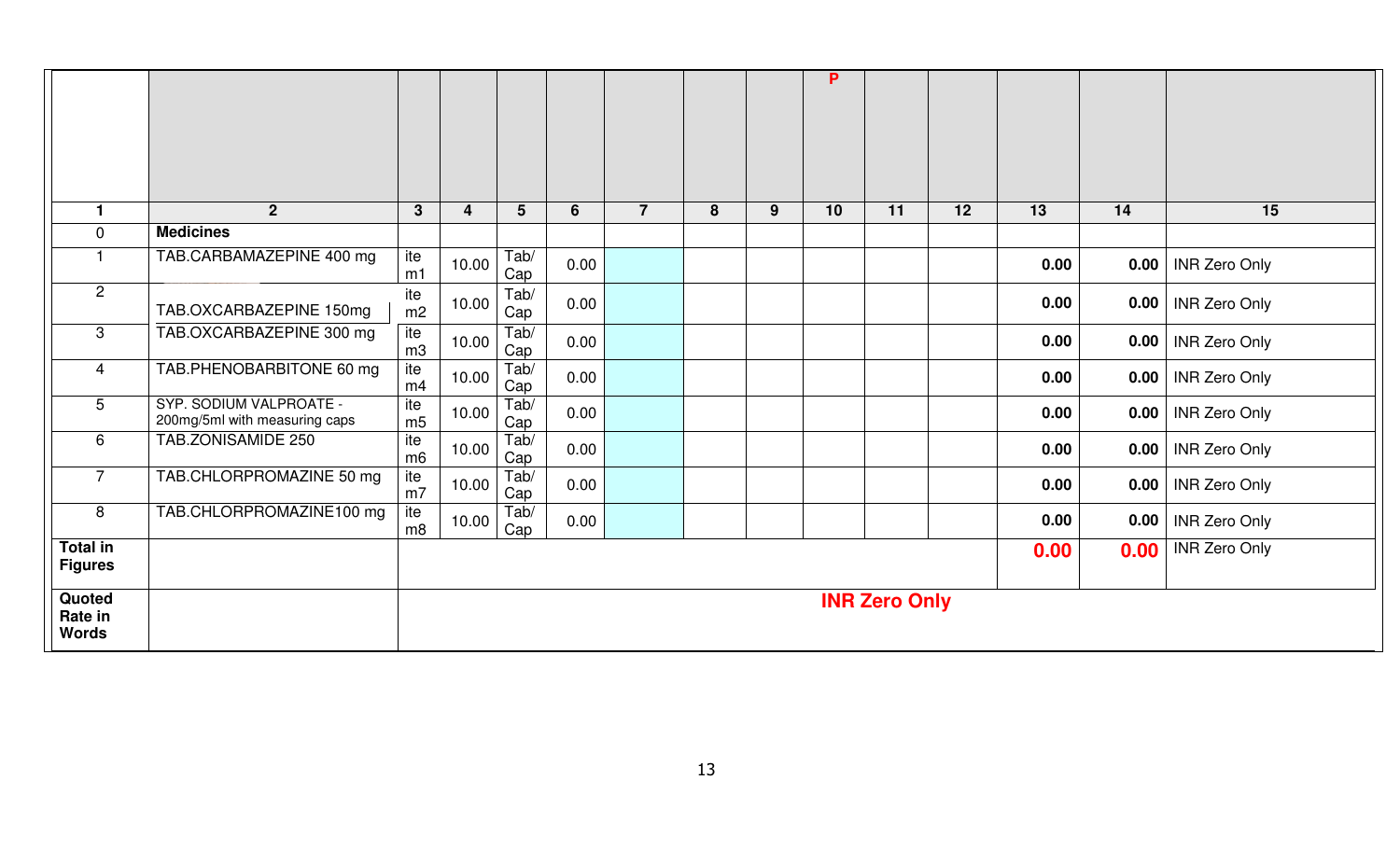| | | | | | | | | | P | | | | | |
|---|---|---|---|---|---|---|---|---|---|---|---|---|---|---|
| **1** | **2** | **3** | **4** | **5** | **6** | **7** | **8** | **9** | **10** | **11** | **12** | **13** | **14** | **15** |
| 0 | **Medicines** | | | | | | | | | | | | | |
| 1 | TAB.CARBAMAZEPINE 400 mg | item1 | 10.00 | Tab/ Cap | 0.00 | | | | | | | **0.00** | **0.00** | INR Zero Only |
| 2 | TAB.OXCARBAZEPINE 150mg | item2 | 10.00 | Tab/ Cap | 0.00 | | | | | | | **0.00** | **0.00** | INR Zero Only |
| 3 | TAB.OXCARBAZEPINE 300 mg | item3 | 10.00 | Tab/ Cap | 0.00 | | | | | | | **0.00** | **0.00** | INR Zero Only |
| 4 | TAB.PHENOBARBITONE 60 mg | item4 | 10.00 | Tab/ Cap | 0.00 | | | | | | | **0.00** | **0.00** | INR Zero Only |
| 5 | SYP. SODIUM VALPROATE - 200mg/5ml with measuring caps | item5 | 10.00 | Tab/ Cap | 0.00 | | | | | | | **0.00** | **0.00** | INR Zero Only |
| 6 | TAB.ZONISAMIDE 250 | item6 | 10.00 | Tab/ Cap | 0.00 | | | | | | | **0.00** | **0.00** | INR Zero Only |
| 7 | TAB.CHLORPROMAZINE 50 mg | item7 | 10.00 | Tab/ Cap | 0.00 | | | | | | | **0.00** | **0.00** | INR Zero Only |
| 8 | TAB.CHLORPROMAZINE100 mg | item8 | 10.00 | Tab/ Cap | 0.00 | | | | | | | **0.00** | **0.00** | INR Zero Only |
| **Total in Figures** | | | | | | | | | | | | **0.00** | **0.00** | INR Zero Only |
| **Quoted Rate in Words** | | **INR Zero Only** | | | | | | | | | | | | |